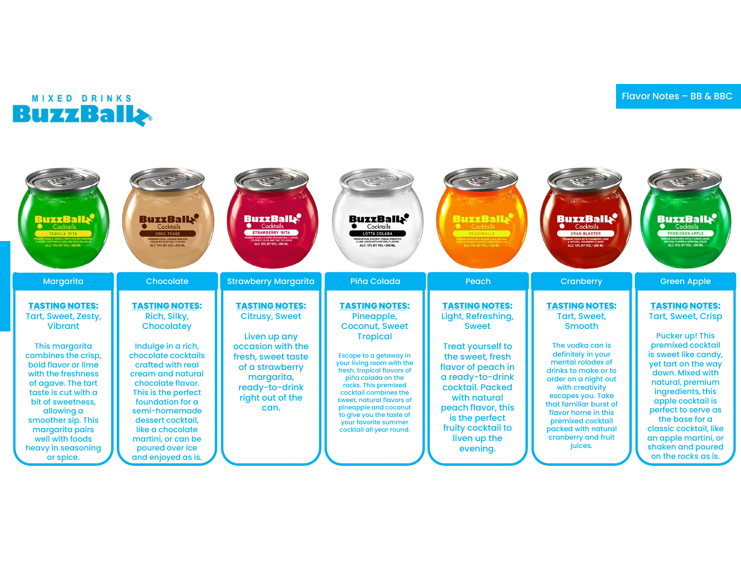# MIXED DRINKS BuzzBallz

## Flavor Notes – BB & BBC

### Margarita

**TASTING NOTES:**
Tart, Sweet, Zesty, Vibrant

This margarita combines the crisp, bold flavor or lime with the freshness of agave. The tart taste is cut with a bit of sweetness, allowing a smoother sip. This margarita pairs well with foods heavy in seasoning or spice.

### Chocolate

**TASTING NOTES:**
Rich, Silky, Chocolatey

Indulge in a rich, chocolate cocktails crafted with real cream and natural chocolate flavor. This is the perfect foundation for a semi-homemade dessert cocktail, like a chocolate martini, or can be poured over ice and enjoyed as is.

### Strawberry Margarita

**TASTING NOTES:**
Citrusy, Sweet

Liven up any occasion with the fresh, sweet taste of a strawberry margarita, ready-to-drink right out of the can.

### Piña Colada

**TASTING NOTES:**
Pineapple, Coconut, Sweet Tropical

Escape to a getaway in your living room with the fresh, tropical flavors of piña colada on the rocks. This premixed cocktail combines the sweet, natural flavors of pineapple and coconut to give you the taste of your favorite summer cocktail all year round.

### Peach

**TASTING NOTES:**
Light, Refreshing, Sweet

Treat yourself to the sweet, fresh flavor of peach in a ready-to-drink cocktail. Packed with natural peach flavor, this is the perfect fruity cocktail to liven up the evening.

### Cranberry

**TASTING NOTES:**
Tart, Sweet, Smooth

The vodka can is definitely in your mental rolodex of drinks to make or to order on a night out with creativity escapes you. Take that familiar burst of flavor home in this premixed cocktail packed with natural cranberry and fruit juices.

### Green Apple

**TASTING NOTES:**
Tart, Sweet, Crisp

Pucker up! This premixed cocktail is sweet like candy, yet tart on the way down. Mixed with natural, premium ingredients, this apple cocktail is perfect to serve as the base for a classic cocktail, like an apple martini, or shaken and poured on the rocks as is.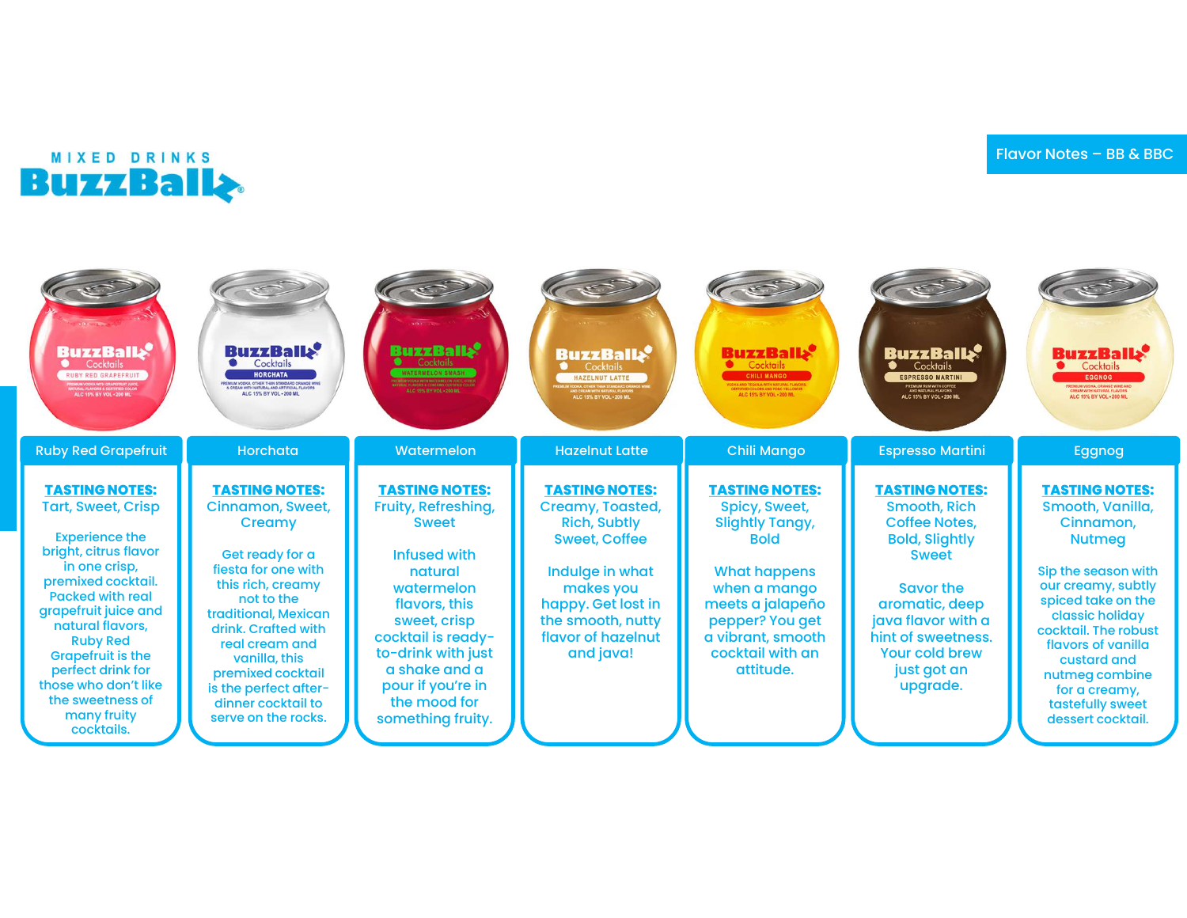# Flavor Notes – BB & BBC

MIXED DRINKS BuzzBallz

## Ruby Red Grapefruit

**TASTING NOTES:**
Tart, Sweet, Crisp

Experience the bright, citrus flavor in one crisp, premixed cocktail. Packed with real grapefruit juice and natural flavors, Ruby Red Grapefruit is the perfect drink for those who don't like the sweetness of many fruity cocktails.

## Horchata

**TASTING NOTES:**
Cinnamon, Sweet, Creamy

Get ready for a fiesta for one with this rich, creamy nod to the traditional, Mexican drink. Crafted with real cream and vanilla, this premixed cocktail is the perfect after-dinner cocktail to serve on the rocks.

## Watermelon

**TASTING NOTES:**
Fruity, Refreshing, Sweet

Infused with natural watermelon flavors, this sweet, crisp cocktail is ready-to-drink with just a shake and a pour if you're in the mood for something fruity.

## Hazelnut Latte

**TASTING NOTES:**
Creamy, Toasted, Rich, Subtly Sweet, Coffee

Indulge in what makes you happy. Get lost in the smooth, nutty flavor of hazelnut and java!

## Chili Mango

**TASTING NOTES:**
Spicy, Sweet, Slightly Tangy, Bold

What happens when a mango meets a jalapeño pepper? You get a vibrant, smooth cocktail with an attitude.

## Espresso Martini

**TASTING NOTES:**
Smooth, Rich Coffee Notes, Bold, Slightly Sweet

Savor the aromatic, deep java flavor with a hint of sweetness. Your cold brew just got an upgrade.

## Eggnog

**TASTING NOTES:**
Smooth, Vanilla, Cinnamon, Nutmeg

Sip the season with our creamy, subtly spiced take on the classic holiday cocktail. The robust flavors of vanilla custard and nutmeg combine for a creamy, tastefully sweet dessert cocktail.